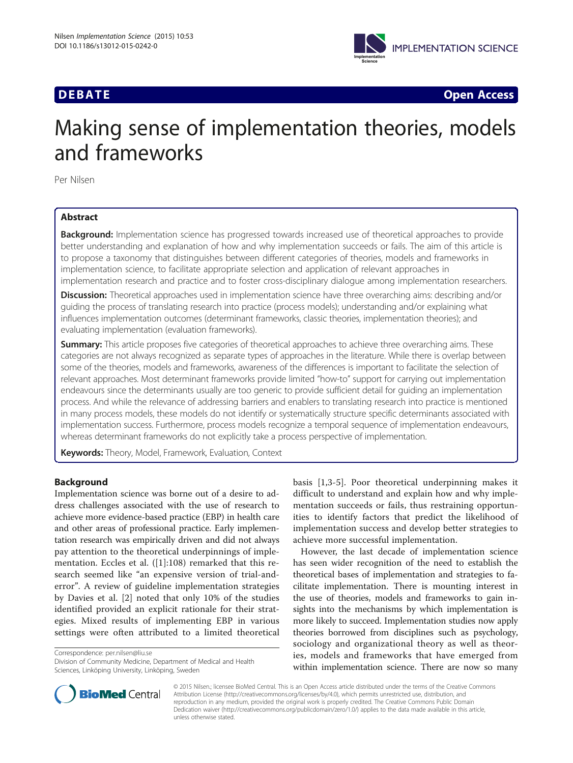**DEBATE** **Open Access**

# Making sense of implementation theories, models and frameworks

Per Nilsen

## Abstract

**Background:** Implementation science has progressed towards increased use of theoretical approaches to provide better understanding and explanation of how and why implementation succeeds or fails. The aim of this article is to propose a taxonomy that distinguishes between different categories of theories, models and frameworks in implementation science, to facilitate appropriate selection and application of relevant approaches in implementation research and practice and to foster cross-disciplinary dialogue among implementation researchers.

**Discussion:** Theoretical approaches used in implementation science have three overarching aims: describing and/or guiding the process of translating research into practice (process models); understanding and/or explaining what influences implementation outcomes (determinant frameworks, classic theories, implementation theories); and evaluating implementation (evaluation frameworks).

**Summary:** This article proposes five categories of theoretical approaches to achieve three overarching aims. These categories are not always recognized as separate types of approaches in the literature. While there is overlap between some of the theories, models and frameworks, awareness of the differences is important to facilitate the selection of relevant approaches. Most determinant frameworks provide limited "how-to" support for carrying out implementation endeavours since the determinants usually are too generic to provide sufficient detail for guiding an implementation process. And while the relevance of addressing barriers and enablers to translating research into practice is mentioned in many process models, these models do not identify or systematically structure specific determinants associated with implementation success. Furthermore, process models recognize a temporal sequence of implementation endeavours, whereas determinant frameworks do not explicitly take a process perspective of implementation.

**Keywords:** Theory, Model, Framework, Evaluation, Context

## Background

Implementation science was borne out of a desire to address challenges associated with the use of research to achieve more evidence-based practice (EBP) in health care and other areas of professional practice. Early implementation research was empirically driven and did not always pay attention to the theoretical underpinnings of implementation. Eccles et al. ([1]:108) remarked that this research seemed like "an expensive version of trial-and-error". A review of guideline implementation strategies by Davies et al. [2] noted that only 10% of the studies identified provided an explicit rationale for their strategies. Mixed results of implementing EBP in various settings were often attributed to a limited theoretical basis [1,3-5]. Poor theoretical underpinning makes it difficult to understand and explain how and why implementation succeeds or fails, thus restraining opportunities to identify factors that predict the likelihood of implementation success and develop better strategies to achieve more successful implementation.

However, the last decade of implementation science has seen wider recognition of the need to establish the theoretical bases of implementation and strategies to facilitate implementation. There is mounting interest in the use of theories, models and frameworks to gain insights into the mechanisms by which implementation is more likely to succeed. Implementation studies now apply theories borrowed from disciplines such as psychology, sociology and organizational theory as well as theories, models and frameworks that have emerged from within implementation science. There are now so many

Correspondence: per.nilsen@liu.se
Division of Community Medicine, Department of Medical and Health Sciences, Linköping University, Linköping, Sweden

© 2015 Nilsen.; licensee BioMed Central. This is an Open Access article distributed under the terms of the Creative Commons Attribution License (http://creativecommons.org/licenses/by/4.0), which permits unrestricted use, distribution, and reproduction in any medium, provided the original work is properly credited. The Creative Commons Public Domain Dedication waiver (http://creativecommons.org/publicdomain/zero/1.0/) applies to the data made available in this article, unless otherwise stated.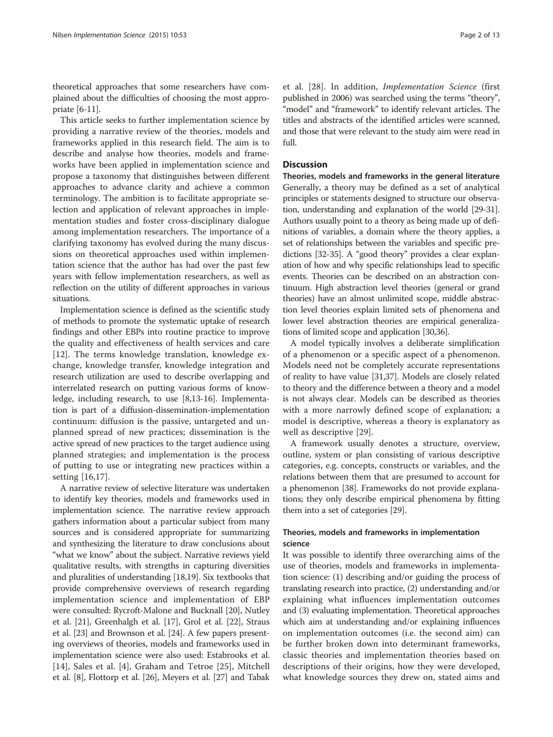theoretical approaches that some researchers have complained about the difficulties of choosing the most appropriate [6-11].

This article seeks to further implementation science by providing a narrative review of the theories, models and frameworks applied in this research field. The aim is to describe and analyse how theories, models and frameworks have been applied in implementation science and propose a taxonomy that distinguishes between different approaches to advance clarity and achieve a common terminology. The ambition is to facilitate appropriate selection and application of relevant approaches in implementation studies and foster cross-disciplinary dialogue among implementation researchers. The importance of a clarifying taxonomy has evolved during the many discussions on theoretical approaches used within implementation science that the author has had over the past few years with fellow implementation researchers, as well as reflection on the utility of different approaches in various situations.

Implementation science is defined as the scientific study of methods to promote the systematic uptake of research findings and other EBPs into routine practice to improve the quality and effectiveness of health services and care [12]. The terms knowledge translation, knowledge exchange, knowledge transfer, knowledge integration and research utilization are used to describe overlapping and interrelated research on putting various forms of knowledge, including research, to use [8,13-16]. Implementation is part of a diffusion-dissemination-implementation continuum: diffusion is the passive, untargeted and unplanned spread of new practices; dissemination is the active spread of new practices to the target audience using planned strategies; and implementation is the process of putting to use or integrating new practices within a setting [16,17].

A narrative review of selective literature was undertaken to identify key theories, models and frameworks used in implementation science. The narrative review approach gathers information about a particular subject from many sources and is considered appropriate for summarizing and synthesizing the literature to draw conclusions about "what we know" about the subject. Narrative reviews yield qualitative results, with strengths in capturing diversities and pluralities of understanding [18,19]. Six textbooks that provide comprehensive overviews of research regarding implementation science and implementation of EBP were consulted: Rycroft-Malone and Bucknall [20], Nutley et al. [21], Greenhalgh et al. [17], Grol et al. [22], Straus et al. [23] and Brownson et al. [24]. A few papers presenting overviews of theories, models and frameworks used in implementation science were also used: Estabrooks et al. [14], Sales et al. [4], Graham and Tetroe [25], Mitchell et al. [8], Flottorp et al. [26], Meyers et al. [27] and Tabak et al. [28]. In addition, *Implementation Science* (first published in 2006) was searched using the terms "theory", "model" and "framework" to identify relevant articles. The titles and abstracts of the identified articles were scanned, and those that were relevant to the study aim were read in full.

## Discussion

### Theories, models and frameworks in the general literature

Generally, a theory may be defined as a set of analytical principles or statements designed to structure our observation, understanding and explanation of the world [29-31]. Authors usually point to a theory as being made up of definitions of variables, a domain where the theory applies, a set of relationships between the variables and specific predictions [32-35]. A "good theory" provides a clear explanation of how and why specific relationships lead to specific events. Theories can be described on an abstraction continuum. High abstraction level theories (general or grand theories) have an almost unlimited scope, middle abstraction level theories explain limited sets of phenomena and lower level abstraction theories are empirical generalizations of limited scope and application [30,36].

A model typically involves a deliberate simplification of a phenomenon or a specific aspect of a phenomenon. Models need not be completely accurate representations of reality to have value [31,37]. Models are closely related to theory and the difference between a theory and a model is not always clear. Models can be described as theories with a more narrowly defined scope of explanation; a model is descriptive, whereas a theory is explanatory as well as descriptive [29].

A framework usually denotes a structure, overview, outline, system or plan consisting of various descriptive categories, e.g. concepts, constructs or variables, and the relations between them that are presumed to account for a phenomenon [38]. Frameworks do not provide explanations; they only describe empirical phenomena by fitting them into a set of categories [29].

### Theories, models and frameworks in implementation science

It was possible to identify three overarching aims of the use of theories, models and frameworks in implementation science: (1) describing and/or guiding the process of translating research into practice, (2) understanding and/or explaining what influences implementation outcomes and (3) evaluating implementation. Theoretical approaches which aim at understanding and/or explaining influences on implementation outcomes (i.e. the second aim) can be further broken down into determinant frameworks, classic theories and implementation theories based on descriptions of their origins, how they were developed, what knowledge sources they drew on, stated aims and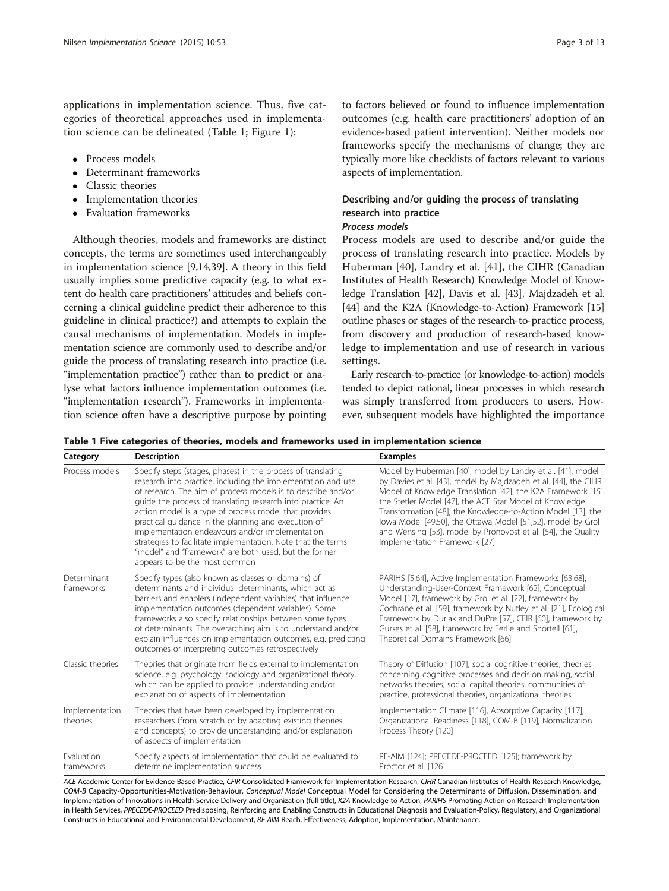applications in implementation science. Thus, five categories of theoretical approaches used in implementation science can be delineated (Table 1; Figure 1):

- Process models
- Determinant frameworks
- Classic theories
- Implementation theories
- Evaluation frameworks

Although theories, models and frameworks are distinct concepts, the terms are sometimes used interchangeably in implementation science [9,14,39]. A theory in this field usually implies some predictive capacity (e.g. to what extent do health care practitioners' attitudes and beliefs concerning a clinical guideline predict their adherence to this guideline in clinical practice?) and attempts to explain the causal mechanisms of implementation. Models in implementation science are commonly used to describe and/or guide the process of translating research into practice (i.e. "implementation practice") rather than to predict or analyse what factors influence implementation outcomes (i.e. "implementation research"). Frameworks in implementation science often have a descriptive purpose by pointing to factors believed or found to influence implementation outcomes (e.g. health care practitioners' adoption of an evidence-based patient intervention). Neither models nor frameworks specify the mechanisms of change; they are typically more like checklists of factors relevant to various aspects of implementation.

## Describing and/or guiding the process of translating research into practice

### *Process models*

Process models are used to describe and/or guide the process of translating research into practice. Models by Huberman [40], Landry et al. [41], the CIHR (Canadian Institutes of Health Research) Knowledge Model of Knowledge Translation [42], Davis et al. [43], Majdzadeh et al. [44] and the K2A (Knowledge-to-Action) Framework [15] outline phases or stages of the research-to-practice process, from discovery and production of research-based knowledge to implementation and use of research in various settings.

Early research-to-practice (or knowledge-to-action) models tended to depict rational, linear processes in which research was simply transferred from producers to users. However, subsequent models have highlighted the importance

**Table 1 Five categories of theories, models and frameworks used in implementation science**

| Category | Description | Examples |
|---|---|---|
| Process models | Specify steps (stages, phases) in the process of translating research into practice, including the implementation and use of research. The aim of process models is to describe and/or guide the process of translating research into practice. An action model is a type of process model that provides practical guidance in the planning and execution of implementation endeavours and/or implementation strategies to facilitate implementation. Note that the terms "model" and "framework" are both used, but the former appears to be the most common | Model by Huberman [40], model by Landry et al. [41], model by Davies et al. [43], model by Majdzadeh et al. [44], the CIHR Model of Knowledge Translation [42], the K2A Framework [15], the Stetler Model [47], the ACE Star Model of Knowledge Transformation [48], the Knowledge-to-Action Model [13], the Iowa Model [49,50], the Ottawa Model [51,52], model by Grol and Wensing [53], model by Pronovost et al. [54], the Quality Implementation Framework [27] |
| Determinant frameworks | Specify types (also known as classes or domains) of determinants and individual determinants, which act as barriers and enablers (independent variables) that influence implementation outcomes (dependent variables). Some frameworks also specify relationships between some types of determinants. The overarching aim is to understand and/or explain influences on implementation outcomes, e.g. predicting outcomes or interpreting outcomes retrospectively | PARIHS [5,64], Active Implementation Frameworks [63,68], Understanding-User-Context Framework [62], Conceptual Model [17], framework by Grol et al. [22], framework by Cochrane et al. [59], framework by Nutley et al. [21], Ecological Framework by Durlak and DuPre [57], CFIR [60], framework by Gurses et al. [58], framework by Ferlie and Shortell [61], Theoretical Domains Framework [66] |
| Classic theories | Theories that originate from fields external to implementation science, e.g. psychology, sociology and organizational theory, which can be applied to provide understanding and/or explanation of aspects of implementation | Theory of Diffusion [107], social cognitive theories, theories concerning cognitive processes and decision making, social networks theories, social capital theories, communities of practice, professional theories, organizational theories |
| Implementation theories | Theories that have been developed by implementation researchers (from scratch or by adapting existing theories and concepts) to provide understanding and/or explanation of aspects of implementation | Implementation Climate [116], Absorptive Capacity [117], Organizational Readiness [118], COM-B [119], Normalization Process Theory [120] |
| Evaluation frameworks | Specify aspects of implementation that could be evaluated to determine implementation success | RE-AIM [124]; PRECEDE-PROCEED [125]; framework by Proctor et al. [126] |

*ACE* Academic Center for Evidence-Based Practice, *CFIR* Consolidated Framework for Implementation Research, *CIHR* Canadian Institutes of Health Research Knowledge, *COM-B* Capacity-Opportunities-Motivation-Behaviour, *Conceptual Model* Conceptual Model for Considering the Determinants of Diffusion, Dissemination, and Implementation of Innovations in Health Service Delivery and Organization (full title), *K2A* Knowledge-to-Action, *PARIHS* Promoting Action on Research Implementation in Health Services, *PRECEDE-PROCEED* Predisposing, Reinforcing and Enabling Constructs in Educational Diagnosis and Evaluation-Policy, Regulatory, and Organizational Constructs in Educational and Environmental Development, *RE-AIM* Reach, Effectiveness, Adoption, Implementation, Maintenance.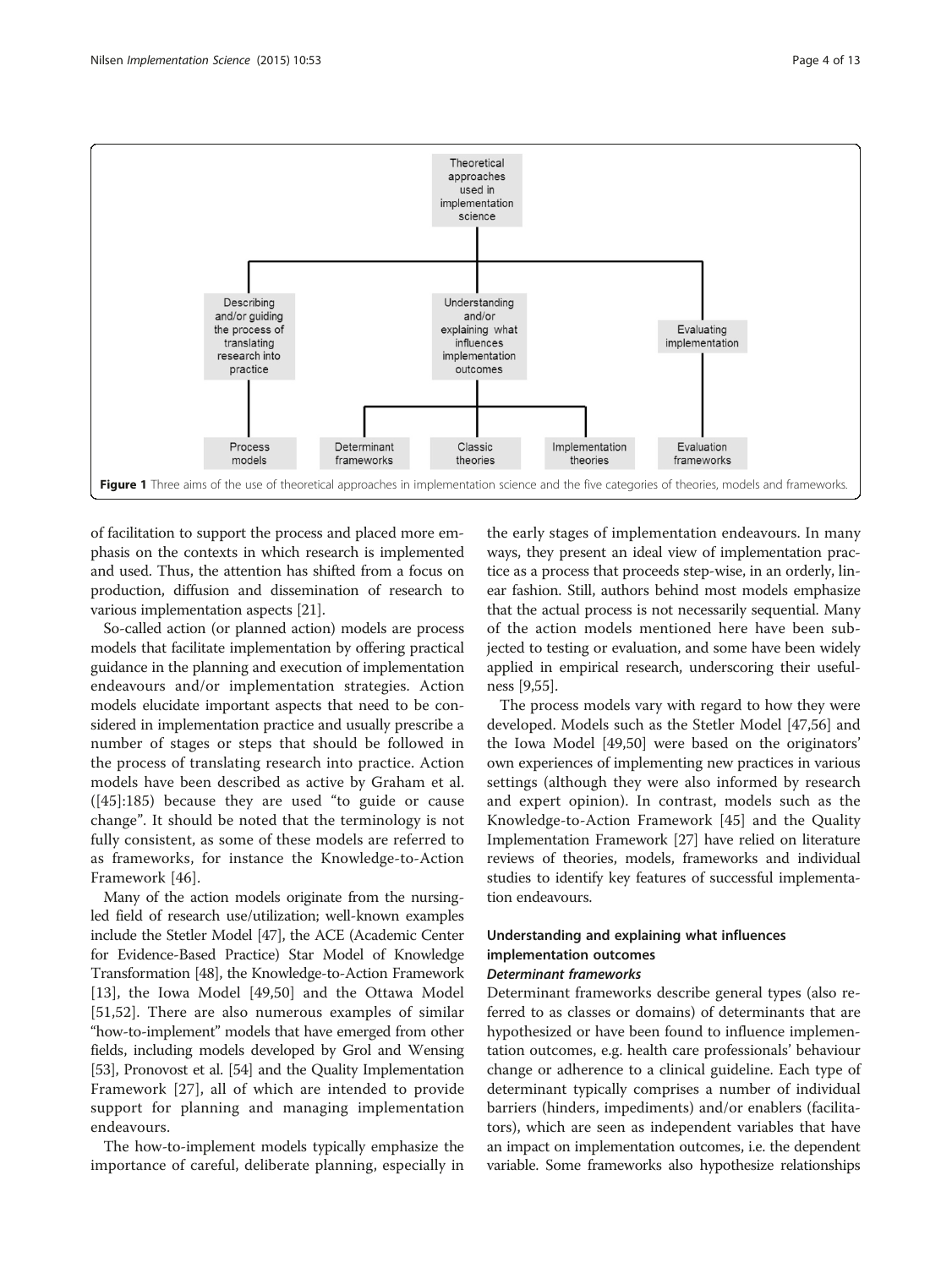Figure 1 Three aims of the use of theoretical approaches in implementation science and the five categories of theories, models and frameworks.

of facilitation to support the process and placed more emphasis on the contexts in which research is implemented and used. Thus, the attention has shifted from a focus on production, diffusion and dissemination of research to various implementation aspects [21].

So-called action (or planned action) models are process models that facilitate implementation by offering practical guidance in the planning and execution of implementation endeavours and/or implementation strategies. Action models elucidate important aspects that need to be considered in implementation practice and usually prescribe a number of stages or steps that should be followed in the process of translating research into practice. Action models have been described as active by Graham et al. ([45]:185) because they are used "to guide or cause change". It should be noted that the terminology is not fully consistent, as some of these models are referred to as frameworks, for instance the Knowledge-to-Action Framework [46].

Many of the action models originate from the nursing-led field of research use/utilization; well-known examples include the Stetler Model [47], the ACE (Academic Center for Evidence-Based Practice) Star Model of Knowledge Transformation [48], the Knowledge-to-Action Framework [13], the Iowa Model [49,50] and the Ottawa Model [51,52]. There are also numerous examples of similar "how-to-implement" models that have emerged from other fields, including models developed by Grol and Wensing [53], Pronovost et al. [54] and the Quality Implementation Framework [27], all of which are intended to provide support for planning and managing implementation endeavours.

The how-to-implement models typically emphasize the importance of careful, deliberate planning, especially in the early stages of implementation endeavours. In many ways, they present an ideal view of implementation practice as a process that proceeds step-wise, in an orderly, linear fashion. Still, authors behind most models emphasize that the actual process is not necessarily sequential. Many of the action models mentioned here have been subjected to testing or evaluation, and some have been widely applied in empirical research, underscoring their usefulness [9,55].

The process models vary with regard to how they were developed. Models such as the Stetler Model [47,56] and the Iowa Model [49,50] were based on the originators' own experiences of implementing new practices in various settings (although they were also informed by research and expert opinion). In contrast, models such as the Knowledge-to-Action Framework [45] and the Quality Implementation Framework [27] have relied on literature reviews of theories, models, frameworks and individual studies to identify key features of successful implementation endeavours.

## Understanding and explaining what influences implementation outcomes

### *Determinant frameworks*

Determinant frameworks describe general types (also referred to as classes or domains) of determinants that are hypothesized or have been found to influence implementation outcomes, e.g. health care professionals' behaviour change or adherence to a clinical guideline. Each type of determinant typically comprises a number of individual barriers (hinders, impediments) and/or enablers (facilitators), which are seen as independent variables that have an impact on implementation outcomes, i.e. the dependent variable. Some frameworks also hypothesize relationships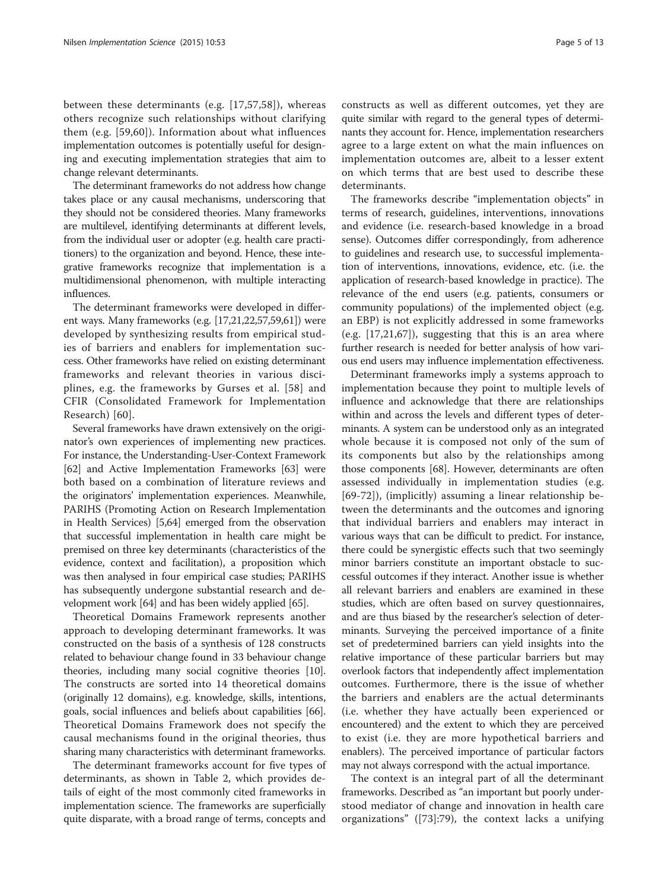between these determinants (e.g. [17,57,58]), whereas others recognize such relationships without clarifying them (e.g. [59,60]). Information about what influences implementation outcomes is potentially useful for designing and executing implementation strategies that aim to change relevant determinants.

The determinant frameworks do not address how change takes place or any causal mechanisms, underscoring that they should not be considered theories. Many frameworks are multilevel, identifying determinants at different levels, from the individual user or adopter (e.g. health care practitioners) to the organization and beyond. Hence, these integrative frameworks recognize that implementation is a multidimensional phenomenon, with multiple interacting influences.

The determinant frameworks were developed in different ways. Many frameworks (e.g. [17,21,22,57,59,61]) were developed by synthesizing results from empirical studies of barriers and enablers for implementation success. Other frameworks have relied on existing determinant frameworks and relevant theories in various disciplines, e.g. the frameworks by Gurses et al. [58] and CFIR (Consolidated Framework for Implementation Research) [60].

Several frameworks have drawn extensively on the originator's own experiences of implementing new practices. For instance, the Understanding-User-Context Framework [62] and Active Implementation Frameworks [63] were both based on a combination of literature reviews and the originators' implementation experiences. Meanwhile, PARIHS (Promoting Action on Research Implementation in Health Services) [5,64] emerged from the observation that successful implementation in health care might be premised on three key determinants (characteristics of the evidence, context and facilitation), a proposition which was then analysed in four empirical case studies; PARIHS has subsequently undergone substantial research and development work [64] and has been widely applied [65].

Theoretical Domains Framework represents another approach to developing determinant frameworks. It was constructed on the basis of a synthesis of 128 constructs related to behaviour change found in 33 behaviour change theories, including many social cognitive theories [10]. The constructs are sorted into 14 theoretical domains (originally 12 domains), e.g. knowledge, skills, intentions, goals, social influences and beliefs about capabilities [66]. Theoretical Domains Framework does not specify the causal mechanisms found in the original theories, thus sharing many characteristics with determinant frameworks.

The determinant frameworks account for five types of determinants, as shown in Table 2, which provides details of eight of the most commonly cited frameworks in implementation science. The frameworks are superficially quite disparate, with a broad range of terms, concepts and constructs as well as different outcomes, yet they are quite similar with regard to the general types of determinants they account for. Hence, implementation researchers agree to a large extent on what the main influences on implementation outcomes are, albeit to a lesser extent on which terms that are best used to describe these determinants.

The frameworks describe "implementation objects" in terms of research, guidelines, interventions, innovations and evidence (i.e. research-based knowledge in a broad sense). Outcomes differ correspondingly, from adherence to guidelines and research use, to successful implementation of interventions, innovations, evidence, etc. (i.e. the application of research-based knowledge in practice). The relevance of the end users (e.g. patients, consumers or community populations) of the implemented object (e.g. an EBP) is not explicitly addressed in some frameworks (e.g. [17,21,67]), suggesting that this is an area where further research is needed for better analysis of how various end users may influence implementation effectiveness.

Determinant frameworks imply a systems approach to implementation because they point to multiple levels of influence and acknowledge that there are relationships within and across the levels and different types of determinants. A system can be understood only as an integrated whole because it is composed not only of the sum of its components but also by the relationships among those components [68]. However, determinants are often assessed individually in implementation studies (e.g. [69-72]), (implicitly) assuming a linear relationship between the determinants and the outcomes and ignoring that individual barriers and enablers may interact in various ways that can be difficult to predict. For instance, there could be synergistic effects such that two seemingly minor barriers constitute an important obstacle to successful outcomes if they interact. Another issue is whether all relevant barriers and enablers are examined in these studies, which are often based on survey questionnaires, and are thus biased by the researcher's selection of determinants. Surveying the perceived importance of a finite set of predetermined barriers can yield insights into the relative importance of these particular barriers but may overlook factors that independently affect implementation outcomes. Furthermore, there is the issue of whether the barriers and enablers are the actual determinants (i.e. whether they have actually been experienced or encountered) and the extent to which they are perceived to exist (i.e. they are more hypothetical barriers and enablers). The perceived importance of particular factors may not always correspond with the actual importance.

The context is an integral part of all the determinant frameworks. Described as "an important but poorly understood mediator of change and innovation in health care organizations" ([73]:79), the context lacks a unifying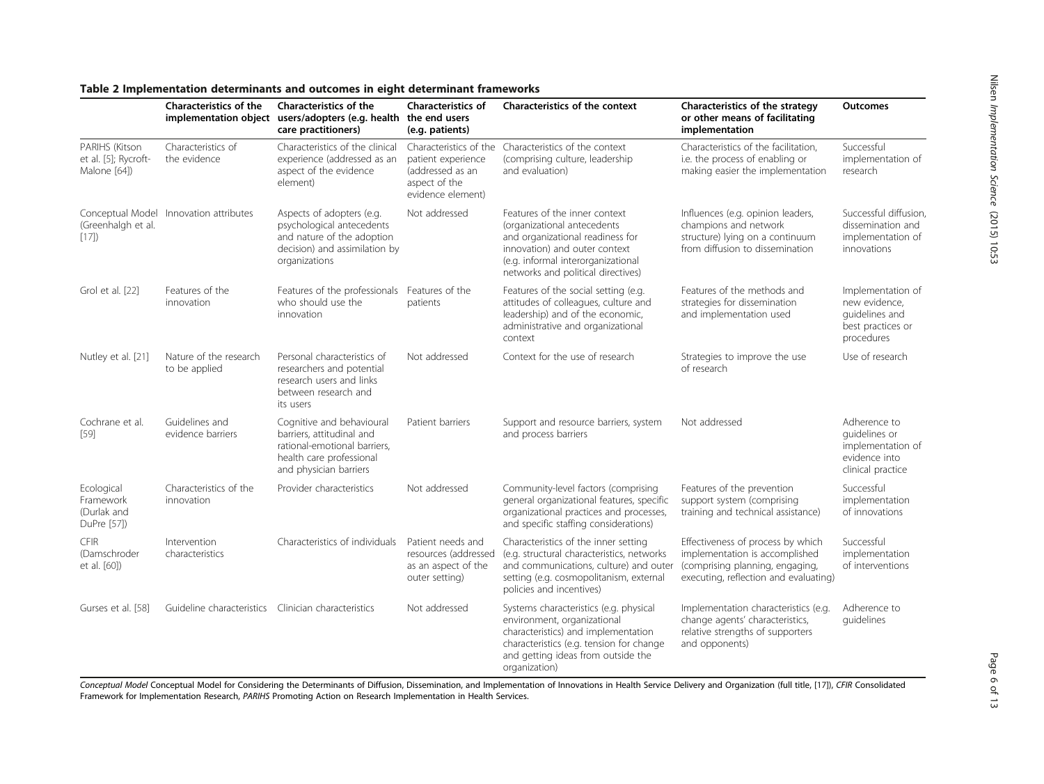**Table 2 Implementation determinants and outcomes in eight determinant frameworks**

| | Characteristics of the implementation object | Characteristics of the users/adopters (e.g. health care practitioners) | Characteristics of the end users (e.g. patients) | Characteristics of the context | Characteristics of the strategy or other means of facilitating implementation | Outcomes |
|---|---|---|---|---|---|---|
| PARIHS (Kitson et al. [5]; Rycroft-Malone [64]) | Characteristics of the evidence | Characteristics of the clinical experience (addressed as an aspect of the evidence element) | Characteristics of the patient experience (addressed as an aspect of the evidence element) | Characteristics of the context (comprising culture, leadership and evaluation) | Characteristics of the facilitation, i.e. the process of enabling or making easier the implementation | Successful implementation of research |
| Conceptual Model (Greenhalgh et al. [17]) | Innovation attributes | Aspects of adopters (e.g. psychological antecedents and nature of the adoption decision) and assimilation by organizations | Not addressed | Features of the inner context (organizational antecedents and organizational readiness for innovation) and outer context (e.g. informal interorganizational networks and political directives) | Influences (e.g. opinion leaders, champions and network structure) lying on a continuum from diffusion to dissemination | Successful diffusion, dissemination and implementation of innovations |
| Grol et al. [22] | Features of the innovation | Features of the professionals who should use the innovation | Features of the patients | Features of the social setting (e.g. attitudes of colleagues, culture and leadership) and of the economic, administrative and organizational context | Features of the methods and strategies for dissemination and implementation used | Implementation of new evidence, guidelines and best practices or procedures |
| Nutley et al. [21] | Nature of the research to be applied | Personal characteristics of researchers and potential research users and links between research and its users | Not addressed | Context for the use of research | Strategies to improve the use of research | Use of research |
| Cochrane et al. [59] | Guidelines and evidence barriers | Cognitive and behavioural barriers, attitudinal and rational-emotional barriers, health care professional and physician barriers | Patient barriers | Support and resource barriers, system and process barriers | Not addressed | Adherence to guidelines or implementation of evidence into clinical practice |
| Ecological Framework (Durlak and DuPre [57]) | Characteristics of the innovation | Provider characteristics | Not addressed | Community-level factors (comprising general organizational features, specific organizational practices and processes, and specific staffing considerations) | Features of the prevention support system (comprising training and technical assistance) | Successful implementation of innovations |
| CFIR (Damschroder et al. [60]) | Intervention characteristics | Characteristics of individuals | Patient needs and resources (addressed as an aspect of the outer setting) | Characteristics of the inner setting (e.g. structural characteristics, networks and communications, culture) and outer setting (e.g. cosmopolitanism, external policies and incentives) | Effectiveness of process by which implementation is accomplished (comprising planning, engaging, executing, reflection and evaluating) | Successful implementation of interventions |
| Gurses et al. [58] | Guideline characteristics | Clinician characteristics | Not addressed | Systems characteristics (e.g. physical environment, organizational characteristics) and implementation characteristics (e.g. tension for change and getting ideas from outside the organization) | Implementation characteristics (e.g. change agents' characteristics, relative strengths of supporters and opponents) | Adherence to guidelines |

*Conceptual Model* Conceptual Model for Considering the Determinants of Diffusion, Dissemination, and Implementation of Innovations in Health Service Delivery and Organization (full title, [17]), *CFIR* Consolidated Framework for Implementation Research, *PARIHS* Promoting Action on Research Implementation in Health Services.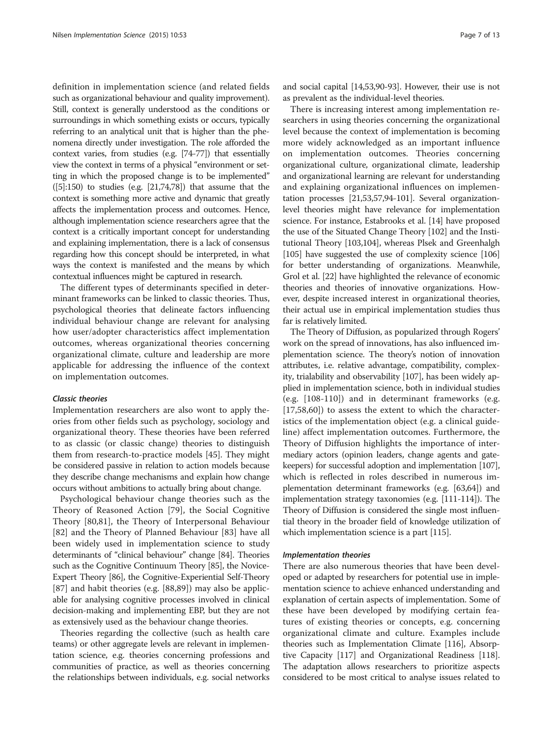definition in implementation science (and related fields such as organizational behaviour and quality improvement). Still, context is generally understood as the conditions or surroundings in which something exists or occurs, typically referring to an analytical unit that is higher than the phenomena directly under investigation. The role afforded the context varies, from studies (e.g. [74-77]) that essentially view the context in terms of a physical "environment or setting in which the proposed change is to be implemented" ([5]:150) to studies (e.g. [21,74,78]) that assume that the context is something more active and dynamic that greatly affects the implementation process and outcomes. Hence, although implementation science researchers agree that the context is a critically important concept for understanding and explaining implementation, there is a lack of consensus regarding how this concept should be interpreted, in what ways the context is manifested and the means by which contextual influences might be captured in research.

The different types of determinants specified in determinant frameworks can be linked to classic theories. Thus, psychological theories that delineate factors influencing individual behaviour change are relevant for analysing how user/adopter characteristics affect implementation outcomes, whereas organizational theories concerning organizational climate, culture and leadership are more applicable for addressing the influence of the context on implementation outcomes.

#### *Classic theories*

Implementation researchers are also wont to apply theories from other fields such as psychology, sociology and organizational theory. These theories have been referred to as classic (or classic change) theories to distinguish them from research-to-practice models [45]. They might be considered passive in relation to action models because they describe change mechanisms and explain how change occurs without ambitions to actually bring about change.

Psychological behaviour change theories such as the Theory of Reasoned Action [79], the Social Cognitive Theory [80,81], the Theory of Interpersonal Behaviour [82] and the Theory of Planned Behaviour [83] have all been widely used in implementation science to study determinants of "clinical behaviour" change [84]. Theories such as the Cognitive Continuum Theory [85], the Novice-Expert Theory [86], the Cognitive-Experiential Self-Theory [87] and habit theories (e.g. [88,89]) may also be applicable for analysing cognitive processes involved in clinical decision-making and implementing EBP, but they are not as extensively used as the behaviour change theories.

Theories regarding the collective (such as health care teams) or other aggregate levels are relevant in implementation science, e.g. theories concerning professions and communities of practice, as well as theories concerning the relationships between individuals, e.g. social networks and social capital [14,53,90-93]. However, their use is not as prevalent as the individual-level theories.

There is increasing interest among implementation researchers in using theories concerning the organizational level because the context of implementation is becoming more widely acknowledged as an important influence on implementation outcomes. Theories concerning organizational culture, organizational climate, leadership and organizational learning are relevant for understanding and explaining organizational influences on implementation processes [21,53,57,94-101]. Several organization-level theories might have relevance for implementation science. For instance, Estabrooks et al. [14] have proposed the use of the Situated Change Theory [102] and the Institutional Theory [103,104], whereas Plsek and Greenhalgh [105] have suggested the use of complexity science [106] for better understanding of organizations. Meanwhile, Grol et al. [22] have highlighted the relevance of economic theories and theories of innovative organizations. However, despite increased interest in organizational theories, their actual use in empirical implementation studies thus far is relatively limited.

The Theory of Diffusion, as popularized through Rogers' work on the spread of innovations, has also influenced implementation science. The theory's notion of innovation attributes, i.e. relative advantage, compatibility, complexity, trialability and observability [107], has been widely applied in implementation science, both in individual studies (e.g. [108-110]) and in determinant frameworks (e.g. [17,58,60]) to assess the extent to which the characteristics of the implementation object (e.g. a clinical guideline) affect implementation outcomes. Furthermore, the Theory of Diffusion highlights the importance of intermediary actors (opinion leaders, change agents and gatekeepers) for successful adoption and implementation [107], which is reflected in roles described in numerous implementation determinant frameworks (e.g. [63,64]) and implementation strategy taxonomies (e.g. [111-114]). The Theory of Diffusion is considered the single most influential theory in the broader field of knowledge utilization of which implementation science is a part [115].

#### *Implementation theories*

There are also numerous theories that have been developed or adapted by researchers for potential use in implementation science to achieve enhanced understanding and explanation of certain aspects of implementation. Some of these have been developed by modifying certain features of existing theories or concepts, e.g. concerning organizational climate and culture. Examples include theories such as Implementation Climate [116], Absorptive Capacity [117] and Organizational Readiness [118]. The adaptation allows researchers to prioritize aspects considered to be most critical to analyse issues related to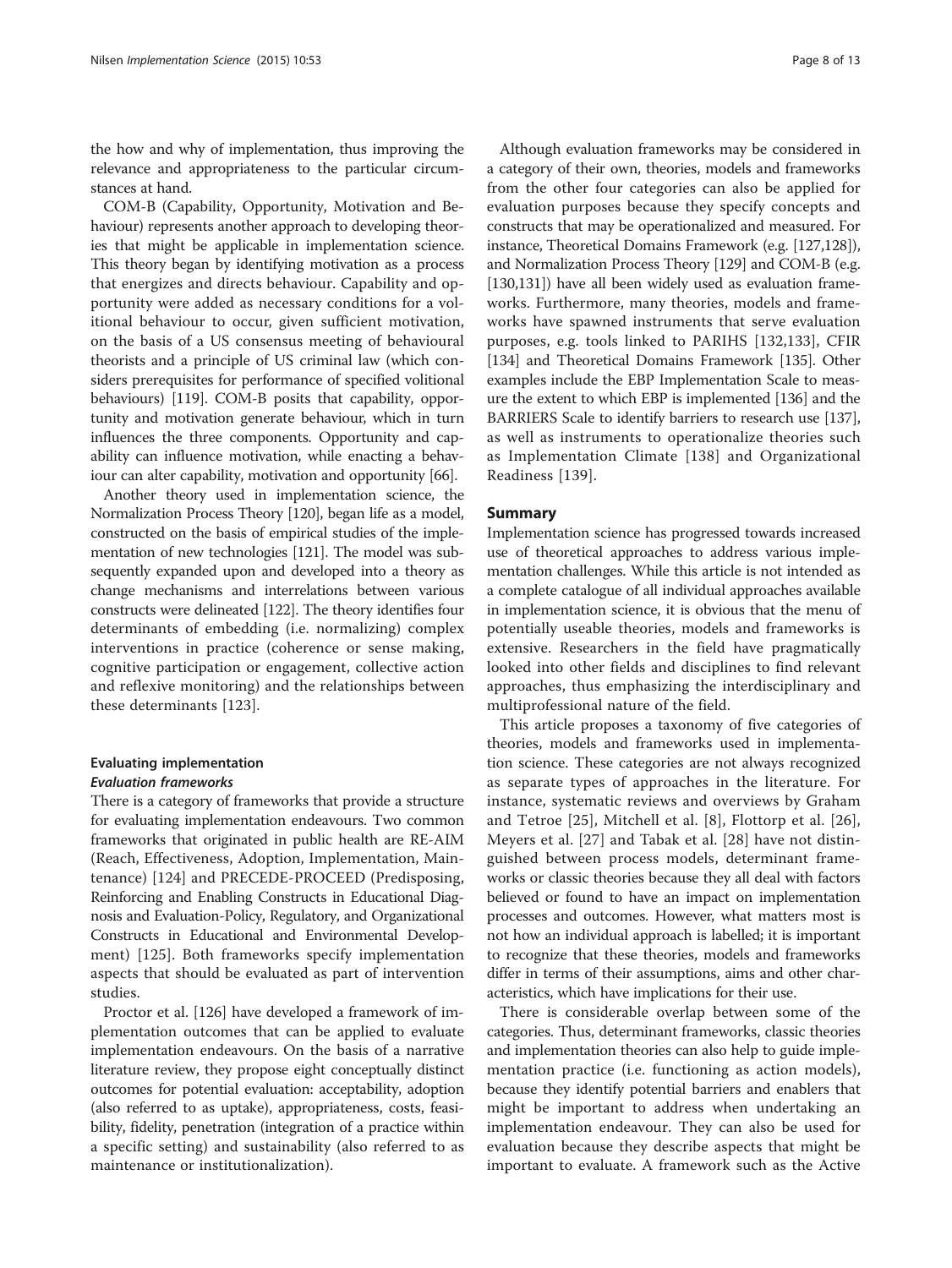the how and why of implementation, thus improving the relevance and appropriateness to the particular circumstances at hand.

COM-B (Capability, Opportunity, Motivation and Behaviour) represents another approach to developing theories that might be applicable in implementation science. This theory began by identifying motivation as a process that energizes and directs behaviour. Capability and opportunity were added as necessary conditions for a volitional behaviour to occur, given sufficient motivation, on the basis of a US consensus meeting of behavioural theorists and a principle of US criminal law (which considers prerequisites for performance of specified volitional behaviours) [119]. COM-B posits that capability, opportunity and motivation generate behaviour, which in turn influences the three components. Opportunity and capability can influence motivation, while enacting a behaviour can alter capability, motivation and opportunity [66].

Another theory used in implementation science, the Normalization Process Theory [120], began life as a model, constructed on the basis of empirical studies of the implementation of new technologies [121]. The model was subsequently expanded upon and developed into a theory as change mechanisms and interrelations between various constructs were delineated [122]. The theory identifies four determinants of embedding (i.e. normalizing) complex interventions in practice (coherence or sense making, cognitive participation or engagement, collective action and reflexive monitoring) and the relationships between these determinants [123].

### Evaluating implementation

#### *Evaluation frameworks*

There is a category of frameworks that provide a structure for evaluating implementation endeavours. Two common frameworks that originated in public health are RE-AIM (Reach, Effectiveness, Adoption, Implementation, Maintenance) [124] and PRECEDE-PROCEED (Predisposing, Reinforcing and Enabling Constructs in Educational Diagnosis and Evaluation-Policy, Regulatory, and Organizational Constructs in Educational and Environmental Development) [125]. Both frameworks specify implementation aspects that should be evaluated as part of intervention studies.

Proctor et al. [126] have developed a framework of implementation outcomes that can be applied to evaluate implementation endeavours. On the basis of a narrative literature review, they propose eight conceptually distinct outcomes for potential evaluation: acceptability, adoption (also referred to as uptake), appropriateness, costs, feasibility, fidelity, penetration (integration of a practice within a specific setting) and sustainability (also referred to as maintenance or institutionalization).

Although evaluation frameworks may be considered in a category of their own, theories, models and frameworks from the other four categories can also be applied for evaluation purposes because they specify concepts and constructs that may be operationalized and measured. For instance, Theoretical Domains Framework (e.g. [127,128]), and Normalization Process Theory [129] and COM-B (e.g. [130,131]) have all been widely used as evaluation frameworks. Furthermore, many theories, models and frameworks have spawned instruments that serve evaluation purposes, e.g. tools linked to PARIHS [132,133], CFIR [134] and Theoretical Domains Framework [135]. Other examples include the EBP Implementation Scale to measure the extent to which EBP is implemented [136] and the BARRIERS Scale to identify barriers to research use [137], as well as instruments to operationalize theories such as Implementation Climate [138] and Organizational Readiness [139].

## Summary

Implementation science has progressed towards increased use of theoretical approaches to address various implementation challenges. While this article is not intended as a complete catalogue of all individual approaches available in implementation science, it is obvious that the menu of potentially useable theories, models and frameworks is extensive. Researchers in the field have pragmatically looked into other fields and disciplines to find relevant approaches, thus emphasizing the interdisciplinary and multiprofessional nature of the field.

This article proposes a taxonomy of five categories of theories, models and frameworks used in implementation science. These categories are not always recognized as separate types of approaches in the literature. For instance, systematic reviews and overviews by Graham and Tetroe [25], Mitchell et al. [8], Flottorp et al. [26], Meyers et al. [27] and Tabak et al. [28] have not distinguished between process models, determinant frameworks or classic theories because they all deal with factors believed or found to have an impact on implementation processes and outcomes. However, what matters most is not how an individual approach is labelled; it is important to recognize that these theories, models and frameworks differ in terms of their assumptions, aims and other characteristics, which have implications for their use.

There is considerable overlap between some of the categories. Thus, determinant frameworks, classic theories and implementation theories can also help to guide implementation practice (i.e. functioning as action models), because they identify potential barriers and enablers that might be important to address when undertaking an implementation endeavour. They can also be used for evaluation because they describe aspects that might be important to evaluate. A framework such as the Active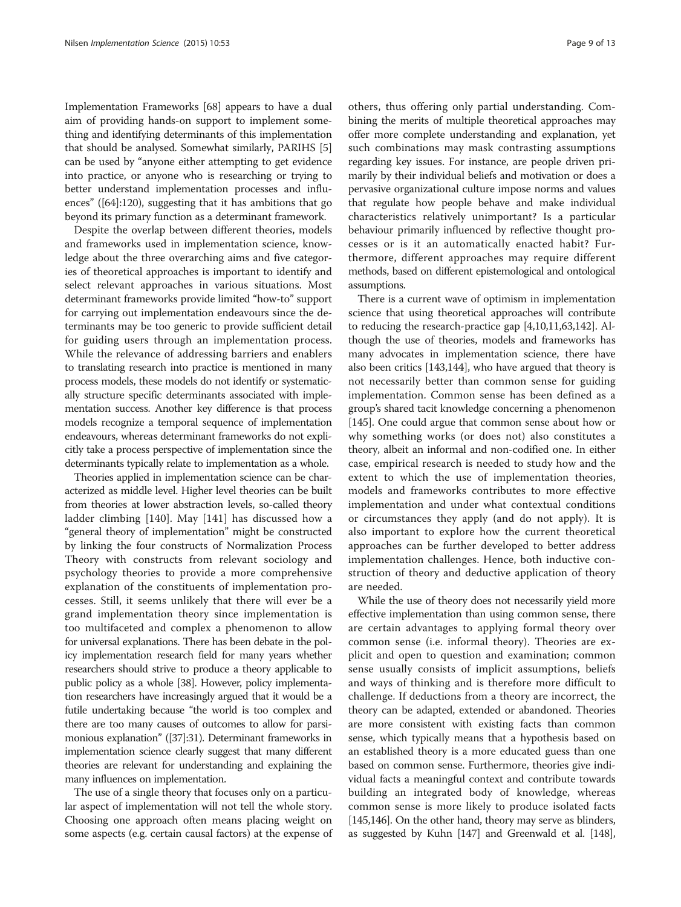Implementation Frameworks [68] appears to have a dual aim of providing hands-on support to implement something and identifying determinants of this implementation that should be analysed. Somewhat similarly, PARIHS [5] can be used by "anyone either attempting to get evidence into practice, or anyone who is researching or trying to better understand implementation processes and influences" ([64]:120), suggesting that it has ambitions that go beyond its primary function as a determinant framework.

Despite the overlap between different theories, models and frameworks used in implementation science, knowledge about the three overarching aims and five categories of theoretical approaches is important to identify and select relevant approaches in various situations. Most determinant frameworks provide limited "how-to" support for carrying out implementation endeavours since the determinants may be too generic to provide sufficient detail for guiding users through an implementation process. While the relevance of addressing barriers and enablers to translating research into practice is mentioned in many process models, these models do not identify or systematically structure specific determinants associated with implementation success. Another key difference is that process models recognize a temporal sequence of implementation endeavours, whereas determinant frameworks do not explicitly take a process perspective of implementation since the determinants typically relate to implementation as a whole.

Theories applied in implementation science can be characterized as middle level. Higher level theories can be built from theories at lower abstraction levels, so-called theory ladder climbing [140]. May [141] has discussed how a "general theory of implementation" might be constructed by linking the four constructs of Normalization Process Theory with constructs from relevant sociology and psychology theories to provide a more comprehensive explanation of the constituents of implementation processes. Still, it seems unlikely that there will ever be a grand implementation theory since implementation is too multifaceted and complex a phenomenon to allow for universal explanations. There has been debate in the policy implementation research field for many years whether researchers should strive to produce a theory applicable to public policy as a whole [38]. However, policy implementation researchers have increasingly argued that it would be a futile undertaking because "the world is too complex and there are too many causes of outcomes to allow for parsimonious explanation" ([37]:31). Determinant frameworks in implementation science clearly suggest that many different theories are relevant for understanding and explaining the many influences on implementation.

The use of a single theory that focuses only on a particular aspect of implementation will not tell the whole story. Choosing one approach often means placing weight on some aspects (e.g. certain causal factors) at the expense of others, thus offering only partial understanding. Combining the merits of multiple theoretical approaches may offer more complete understanding and explanation, yet such combinations may mask contrasting assumptions regarding key issues. For instance, are people driven primarily by their individual beliefs and motivation or does a pervasive organizational culture impose norms and values that regulate how people behave and make individual characteristics relatively unimportant? Is a particular behaviour primarily influenced by reflective thought processes or is it an automatically enacted habit? Furthermore, different approaches may require different methods, based on different epistemological and ontological assumptions.

There is a current wave of optimism in implementation science that using theoretical approaches will contribute to reducing the research-practice gap [4,10,11,63,142]. Although the use of theories, models and frameworks has many advocates in implementation science, there have also been critics [143,144], who have argued that theory is not necessarily better than common sense for guiding implementation. Common sense has been defined as a group's shared tacit knowledge concerning a phenomenon [145]. One could argue that common sense about how or why something works (or does not) also constitutes a theory, albeit an informal and non-codified one. In either case, empirical research is needed to study how and the extent to which the use of implementation theories, models and frameworks contributes to more effective implementation and under what contextual conditions or circumstances they apply (and do not apply). It is also important to explore how the current theoretical approaches can be further developed to better address implementation challenges. Hence, both inductive construction of theory and deductive application of theory are needed.

While the use of theory does not necessarily yield more effective implementation than using common sense, there are certain advantages to applying formal theory over common sense (i.e. informal theory). Theories are explicit and open to question and examination; common sense usually consists of implicit assumptions, beliefs and ways of thinking and is therefore more difficult to challenge. If deductions from a theory are incorrect, the theory can be adapted, extended or abandoned. Theories are more consistent with existing facts than common sense, which typically means that a hypothesis based on an established theory is a more educated guess than one based on common sense. Furthermore, theories give individual facts a meaningful context and contribute towards building an integrated body of knowledge, whereas common sense is more likely to produce isolated facts [145,146]. On the other hand, theory may serve as blinders, as suggested by Kuhn [147] and Greenwald et al. [148],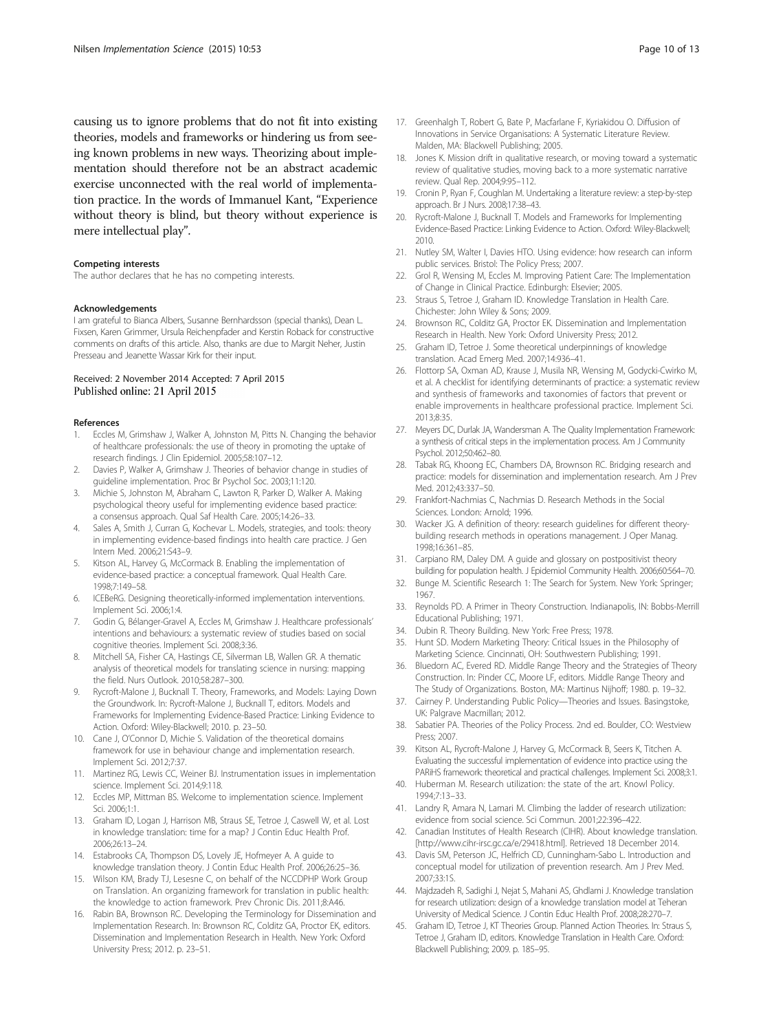causing us to ignore problems that do not fit into existing theories, models and frameworks or hindering us from seeing known problems in new ways. Theorizing about implementation should therefore not be an abstract academic exercise unconnected with the real world of implementation practice. In the words of Immanuel Kant, "Experience without theory is blind, but theory without experience is mere intellectual play".

#### Competing interests

The author declares that he has no competing interests.

#### Acknowledgements

I am grateful to Bianca Albers, Susanne Bernhardsson (special thanks), Dean L. Fixsen, Karen Grimmer, Ursula Reichenpfader and Kerstin Roback for constructive comments on drafts of this article. Also, thanks are due to Margit Neher, Justin Presseau and Jeanette Wassar Kirk for their input.

Received: 2 November 2014 Accepted: 7 April 2015
Published online: 21 April 2015

#### References

1. Eccles M, Grimshaw J, Walker A, Johnston M, Pitts N. Changing the behavior of healthcare professionals: the use of theory in promoting the uptake of research findings. J Clin Epidemiol. 2005;58:107–12.
2. Davies P, Walker A, Grimshaw J. Theories of behavior change in studies of guideline implementation. Proc Br Psychol Soc. 2003;11:120.
3. Michie S, Johnston M, Abraham C, Lawton R, Parker D, Walker A. Making psychological theory useful for implementing evidence based practice: a consensus approach. Qual Saf Health Care. 2005;14:26–33.
4. Sales A, Smith J, Curran G, Kochevar L. Models, strategies, and tools: theory in implementing evidence-based findings into health care practice. J Gen Intern Med. 2006;21:S43–9.
5. Kitson AL, Harvey G, McCormack B. Enabling the implementation of evidence-based practice: a conceptual framework. Qual Health Care. 1998;7:149–58.
6. ICEBeRG. Designing theoretically-informed implementation interventions. Implement Sci. 2006;1:4.
7. Godin G, Bélanger-Gravel A, Eccles M, Grimshaw J. Healthcare professionals' intentions and behaviours: a systematic review of studies based on social cognitive theories. Implement Sci. 2008;3:36.
8. Mitchell SA, Fisher CA, Hastings CE, Silverman LB, Wallen GR. A thematic analysis of theoretical models for translating science in nursing: mapping the field. Nurs Outlook. 2010;58:287–300.
9. Rycroft-Malone J, Bucknall T. Theory, Frameworks, and Models: Laying Down the Groundwork. In: Rycroft-Malone J, Bucknall T, editors. Models and Frameworks for Implementing Evidence-Based Practice: Linking Evidence to Action. Oxford: Wiley-Blackwell; 2010. p. 23–50.
10. Cane J, O'Connor D, Michie S. Validation of the theoretical domains framework for use in behaviour change and implementation research. Implement Sci. 2012;7:37.
11. Martinez RG, Lewis CC, Weiner BJ. Instrumentation issues in implementation science. Implement Sci. 2014;9:118.
12. Eccles MP, Mittman BS. Welcome to implementation science. Implement Sci. 2006;1:1.
13. Graham ID, Logan J, Harrison MB, Straus SE, Tetroe J, Caswell W, et al. Lost in knowledge translation: time for a map? J Contin Educ Health Prof. 2006;26:13–24.
14. Estabrooks CA, Thompson DS, Lovely JE, Hofmeyer A. A guide to knowledge translation theory. J Contin Educ Health Prof. 2006;26:25–36.
15. Wilson KM, Brady TJ, Lesesne C, on behalf of the NCCDPHP Work Group on Translation. An organizing framework for translation in public health: the knowledge to action framework. Prev Chronic Dis. 2011;8:A46.
16. Rabin BA, Brownson RC. Developing the Terminology for Dissemination and Implementation Research. In: Brownson RC, Colditz GA, Proctor EK, editors. Dissemination and Implementation Research in Health. New York: Oxford University Press; 2012. p. 23–51.
17. Greenhalgh T, Robert G, Bate P, Macfarlane F, Kyriakidou O. Diffusion of Innovations in Service Organisations: A Systematic Literature Review. Malden, MA: Blackwell Publishing; 2005.
18. Jones K. Mission drift in qualitative research, or moving toward a systematic review of qualitative studies, moving back to a more systematic narrative review. Qual Rep. 2004;9:95–112.
19. Cronin P, Ryan F, Coughlan M. Undertaking a literature review: a step-by-step approach. Br J Nurs. 2008;17:38–43.
20. Rycroft-Malone J, Bucknall T. Models and Frameworks for Implementing Evidence-Based Practice: Linking Evidence to Action. Oxford: Wiley-Blackwell; 2010.
21. Nutley SM, Walter I, Davies HTO. Using evidence: how research can inform public services. Bristol: The Policy Press; 2007.
22. Grol R, Wensing M, Eccles M. Improving Patient Care: The Implementation of Change in Clinical Practice. Edinburgh: Elsevier; 2005.
23. Straus S, Tetroe J, Graham ID. Knowledge Translation in Health Care. Chichester: John Wiley & Sons; 2009.
24. Brownson RC, Colditz GA, Proctor EK. Dissemination and Implementation Research in Health. New York: Oxford University Press; 2012.
25. Graham ID, Tetroe J. Some theoretical underpinnings of knowledge translation. Acad Emerg Med. 2007;14:936–41.
26. Flottorp SA, Oxman AD, Krause J, Musila NR, Wensing M, Godycki-Cwirko M, et al. A checklist for identifying determinants of practice: a systematic review and synthesis of frameworks and taxonomies of factors that prevent or enable improvements in healthcare professional practice. Implement Sci. 2013;8:35.
27. Meyers DC, Durlak JA, Wandersman A. The Quality Implementation Framework: a synthesis of critical steps in the implementation process. Am J Community Psychol. 2012;50:462–80.
28. Tabak RG, Khoong EC, Chambers DA, Brownson RC. Bridging research and practice: models for dissemination and implementation research. Am J Prev Med. 2012;43:337–50.
29. Frankfort-Nachmias C, Nachmias D. Research Methods in the Social Sciences. London: Arnold; 1996.
30. Wacker JG. A definition of theory: research guidelines for different theory-building research methods in operations management. J Oper Manag. 1998;16:361–85.
31. Carpiano RM, Daley DM. A guide and glossary on postpositivist theory building for population health. J Epidemiol Community Health. 2006;60:564–70.
32. Bunge M. Scientific Research 1: The Search for System. New York: Springer; 1967.
33. Reynolds PD. A Primer in Theory Construction. Indianapolis, IN: Bobbs-Merrill Educational Publishing; 1971.
34. Dubin R. Theory Building. New York: Free Press; 1978.
35. Hunt SD. Modern Marketing Theory: Critical Issues in the Philosophy of Marketing Science. Cincinnati, OH: Southwestern Publishing; 1991.
36. Bluedorn AC, Evered RD. Middle Range Theory and the Strategies of Theory Construction. In: Pinder CC, Moore LF, editors. Middle Range Theory and The Study of Organizations. Boston, MA: Martinus Nijhoff; 1980. p. 19–32.
37. Cairney P. Understanding Public Policy—Theories and Issues. Basingstoke, UK: Palgrave Macmillan; 2012.
38. Sabatier PA. Theories of the Policy Process. 2nd ed. Boulder, CO: Westview Press; 2007.
39. Kitson AL, Rycroft-Malone J, Harvey G, McCormack B, Seers K, Titchen A. Evaluating the successful implementation of evidence into practice using the PARiHS framework: theoretical and practical challenges. Implement Sci. 2008;3:1.
40. Huberman M. Research utilization: the state of the art. Knowl Policy. 1994;7:13–33.
41. Landry R, Amara N, Lamari M. Climbing the ladder of research utilization: evidence from social science. Sci Commun. 2001;22:396–422.
42. Canadian Institutes of Health Research (CIHR). About knowledge translation. [http://www.cihr-irsc.gc.ca/e/29418.html]. Retrieved 18 December 2014.
43. Davis SM, Peterson JC, Helfrich CD, Cunningham-Sabo L. Introduction and conceptual model for utilization of prevention research. Am J Prev Med. 2007;33:1S.
44. Majdzadeh R, Sadighi J, Nejat S, Mahani AS, Ghdlami J. Knowledge translation for research utilization: design of a knowledge translation model at Teheran University of Medical Science. J Contin Educ Health Prof. 2008;28:270–7.
45. Graham ID, Tetroe J, KT Theories Group. Planned Action Theories. In: Straus S, Tetroe J, Graham ID, editors. Knowledge Translation in Health Care. Oxford: Blackwell Publishing; 2009. p. 185–95.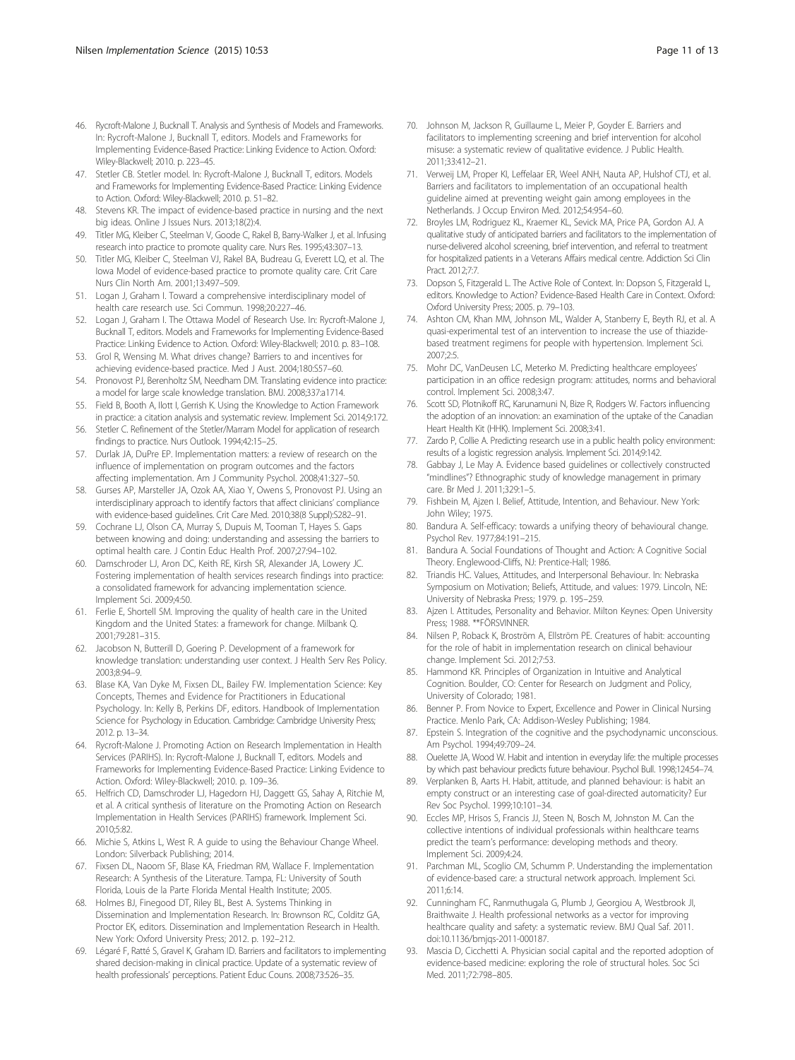46. Rycroft-Malone J, Bucknall T. Analysis and Synthesis of Models and Frameworks. In: Rycroft-Malone J, Bucknall T, editors. Models and Frameworks for Implementing Evidence-Based Practice: Linking Evidence to Action. Oxford: Wiley-Blackwell; 2010. p. 223–45.
47. Stetler CB. Stetler model. In: Rycroft-Malone J, Bucknall T, editors. Models and Frameworks for Implementing Evidence-Based Practice: Linking Evidence to Action. Oxford: Wiley-Blackwell; 2010. p. 51–82.
48. Stevens KR. The impact of evidence-based practice in nursing and the next big ideas. Online J Issues Nurs. 2013;18(2):4.
49. Titler MG, Kleiber C, Steelman V, Goode C, Rakel B, Barry-Walker J, et al. Infusing research into practice to promote quality care. Nurs Res. 1995;43:307–13.
50. Titler MG, Kleiber C, Steelman VJ, Rakel BA, Budreau G, Everett LQ, et al. The Iowa Model of evidence-based practice to promote quality care. Crit Care Nurs Clin North Am. 2001;13:497–509.
51. Logan J, Graham I. Toward a comprehensive interdisciplinary model of health care research use. Sci Commun. 1998;20:227–46.
52. Logan J, Graham I. The Ottawa Model of Research Use. In: Rycroft-Malone J, Bucknall T, editors. Models and Frameworks for Implementing Evidence-Based Practice: Linking Evidence to Action. Oxford: Wiley-Blackwell; 2010. p. 83–108.
53. Grol R, Wensing M. What drives change? Barriers to and incentives for achieving evidence-based practice. Med J Aust. 2004;180:S57–60.
54. Pronovost PJ, Berenholtz SM, Needham DM. Translating evidence into practice: a model for large scale knowledge translation. BMJ. 2008;337:a1714.
55. Field B, Booth A, Ilott I, Gerrish K. Using the Knowledge to Action Framework in practice: a citation analysis and systematic review. Implement Sci. 2014;9:172.
56. Stetler C. Refinement of the Stetler/Marram Model for application of research findings to practice. Nurs Outlook. 1994;42:15–25.
57. Durlak JA, DuPre EP. Implementation matters: a review of research on the influence of implementation on program outcomes and the factors affecting implementation. Am J Community Psychol. 2008;41:327–50.
58. Gurses AP, Marsteller JA, Ozok AA, Xiao Y, Owens S, Pronovost PJ. Using an interdisciplinary approach to identify factors that affect clinicians' compliance with evidence-based guidelines. Crit Care Med. 2010;38(8 Suppl):S282–91.
59. Cochrane LJ, Olson CA, Murray S, Dupuis M, Tooman T, Hayes S. Gaps between knowing and doing: understanding and assessing the barriers to optimal health care. J Contin Educ Health Prof. 2007;27:94–102.
60. Damschroder LJ, Aron DC, Keith RE, Kirsh SR, Alexander JA, Lowery JC. Fostering implementation of health services research findings into practice: a consolidated framework for advancing implementation science. Implement Sci. 2009;4:50.
61. Ferlie E, Shortell SM. Improving the quality of health care in the United Kingdom and the United States: a framework for change. Milbank Q. 2001;79:281–315.
62. Jacobson N, Butterill D, Goering P. Development of a framework for knowledge translation: understanding user context. J Health Serv Res Policy. 2003;8:94–9.
63. Blase KA, Van Dyke M, Fixsen DL, Bailey FW. Implementation Science: Key Concepts, Themes and Evidence for Practitioners in Educational Psychology. In: Kelly B, Perkins DF, editors. Handbook of Implementation Science for Psychology in Education. Cambridge: Cambridge University Press; 2012. p. 13–34.
64. Rycroft-Malone J. Promoting Action on Research Implementation in Health Services (PARIHS). In: Rycroft-Malone J, Bucknall T, editors. Models and Frameworks for Implementing Evidence-Based Practice: Linking Evidence to Action. Oxford: Wiley-Blackwell; 2010. p. 109–36.
65. Helfrich CD, Damschroder LJ, Hagedorn HJ, Daggett GS, Sahay A, Ritchie M, et al. A critical synthesis of literature on the Promoting Action on Research Implementation in Health Services (PARIHS) framework. Implement Sci. 2010;5:82.
66. Michie S, Atkins L, West R. A guide to using the Behaviour Change Wheel. London: Silverback Publishing; 2014.
67. Fixsen DL, Naoom SF, Blase KA, Friedman RM, Wallace F. Implementation Research: A Synthesis of the Literature. Tampa, FL: University of South Florida, Louis de la Parte Florida Mental Health Institute; 2005.
68. Holmes BJ, Finegood DT, Riley BL, Best A. Systems Thinking in Dissemination and Implementation Research. In: Brownson RC, Colditz GA, Proctor EK, editors. Dissemination and Implementation Research in Health. New York: Oxford University Press; 2012. p. 192–212.
69. Légaré F, Ratté S, Gravel K, Graham ID. Barriers and facilitators to implementing shared decision-making in clinical practice. Update of a systematic review of health professionals' perceptions. Patient Educ Couns. 2008;73:526–35.
70. Johnson M, Jackson R, Guillaume L, Meier P, Goyder E. Barriers and facilitators to implementing screening and brief intervention for alcohol misuse: a systematic review of qualitative evidence. J Public Health. 2011;33:412–21.
71. Verweij LM, Proper KI, Leffelaar ER, Weel ANH, Nauta AP, Hulshof CTJ, et al. Barriers and facilitators to implementation of an occupational health guideline aimed at preventing weight gain among employees in the Netherlands. J Occup Environ Med. 2012;54:954–60.
72. Broyles LM, Rodriguez KL, Kraemer KL, Sevick MA, Price PA, Gordon AJ. A qualitative study of anticipated barriers and facilitators to the implementation of nurse-delivered alcohol screening, brief intervention, and referral to treatment for hospitalized patients in a Veterans Affairs medical centre. Addiction Sci Clin Pract. 2012;7:7.
73. Dopson S, Fitzgerald L. The Active Role of Context. In: Dopson S, Fitzgerald L, editors. Knowledge to Action? Evidence-Based Health Care in Context. Oxford: Oxford University Press; 2005. p. 79–103.
74. Ashton CM, Khan MM, Johnson ML, Walder A, Stanberry E, Beyth RJ, et al. A quasi-experimental test of an intervention to increase the use of thiazide-based treatment regimens for people with hypertension. Implement Sci. 2007;2:5.
75. Mohr DC, VanDeusen LC, Meterko M. Predicting healthcare employees' participation in an office redesign program: attitudes, norms and behavioral control. Implement Sci. 2008;3:47.
76. Scott SD, Plotnikoff RC, Karunamuni N, Bize R, Rodgers W. Factors influencing the adoption of an innovation: an examination of the uptake of the Canadian Heart Health Kit (HHK). Implement Sci. 2008;3:41.
77. Zardo P, Collie A. Predicting research use in a public health policy environment: results of a logistic regression analysis. Implement Sci. 2014;9:142.
78. Gabbay J, Le May A. Evidence based guidelines or collectively constructed "mindlines"? Ethnographic study of knowledge management in primary care. Br Med J. 2011;329:1–5.
79. Fishbein M, Ajzen I. Belief, Attitude, Intention, and Behaviour. New York: John Wiley; 1975.
80. Bandura A. Self-efficacy: towards a unifying theory of behavioural change. Psychol Rev. 1977;84:191–215.
81. Bandura A. Social Foundations of Thought and Action: A Cognitive Social Theory. Englewood-Cliffs, NJ: Prentice-Hall; 1986.
82. Triandis HC. Values, Attitudes, and Interpersonal Behaviour. In: Nebraska Symposium on Motivation; Beliefs, Attitude, and values: 1979. Lincoln, NE: University of Nebraska Press; 1979. p. 195–259.
83. Ajzen I. Attitudes, Personality and Behavior. Milton Keynes: Open University Press; 1988. **FÖRSVINNER.
84. Nilsen P, Roback K, Broström A, Ellström PE. Creatures of habit: accounting for the role of habit in implementation research on clinical behaviour change. Implement Sci. 2012;7:53.
85. Hammond KR. Principles of Organization in Intuitive and Analytical Cognition. Boulder, CO: Center for Research on Judgment and Policy, University of Colorado; 1981.
86. Benner P. From Novice to Expert, Excellence and Power in Clinical Nursing Practice. Menlo Park, CA: Addison-Wesley Publishing; 1984.
87. Epstein S. Integration of the cognitive and the psychodynamic unconscious. Am Psychol. 1994;49:709–24.
88. Ouelette JA, Wood W. Habit and intention in everyday life: the multiple processes by which past behaviour predicts future behaviour. Psychol Bull. 1998;124:54–74.
89. Verplanken B, Aarts H. Habit, attitude, and planned behaviour: is habit an empty construct or an interesting case of goal-directed automaticity? Eur Rev Soc Psychol. 1999;10:101–34.
90. Eccles MP, Hrisos S, Francis JJ, Steen N, Bosch M, Johnston M. Can the collective intentions of individual professionals within healthcare teams predict the team's performance: developing methods and theory. Implement Sci. 2009;4:24.
91. Parchman ML, Scoglio CM, Schumm P. Understanding the implementation of evidence-based care: a structural network approach. Implement Sci. 2011;6:14.
92. Cunningham FC, Ranmuthugala G, Plumb J, Georgiou A, Westbrook JI, Braithwaite J. Health professional networks as a vector for improving healthcare quality and safety: a systematic review. BMJ Qual Saf. 2011. doi:10.1136/bmjqs-2011-000187.
93. Mascia D, Cicchetti A. Physician social capital and the reported adoption of evidence-based medicine: exploring the role of structural holes. Soc Sci Med. 2011;72:798–805.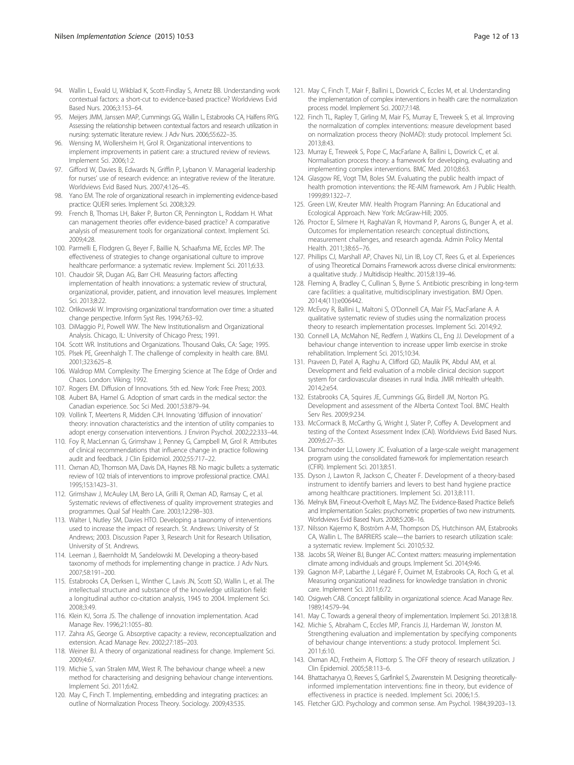94. Wallin L, Ewald U, Wikblad K, Scott-Findlay S, Arnetz BB. Understanding work contextual factors: a short-cut to evidence-based practice? Worldviews Evid Based Nurs. 2006;3:153–64.
95. Meijers JMM, Janssen MAP, Cummings GG, Wallin L, Estabrooks CA, Halfens RYG. Assessing the relationship between contextual factors and research utilization in nursing: systematic literature review. J Adv Nurs. 2006;55:622–35.
96. Wensing M, Wollersheim H, Grol R. Organizational interventions to implement improvements in patient care: a structured review of reviews. Implement Sci. 2006;1:2.
97. Gifford W, Davies B, Edwards N, Griffin P, Lybanon V. Managerial leadership for nurses' use of research evidence: an integrative review of the literature. Worldviews Evid Based Nurs. 2007;4:126–45.
98. Yano EM. The role of organizational research in implementing evidence-based practice: QUERI series. Implement Sci. 2008;3:29.
99. French B, Thomas LH, Baker P, Burton CR, Pennington L, Roddam H. What can management theories offer evidence-based practice? A comparative analysis of measurement tools for organizational context. Implement Sci. 2009;4:28.
100. Parmelli E, Flodgren G, Beyer F, Baillie N, Schaafsma ME, Eccles MP. The effectiveness of strategies to change organisational culture to improve healthcare performance: a systematic review. Implement Sci. 2011;6:33.
101. Chaudoir SR, Dugan AG, Barr CHI. Measuring factors affecting implementation of health innovations: a systematic review of structural, organizational, provider, patient, and innovation level measures. Implement Sci. 2013;8:22.
102. Orlikowski W. Improvising organizational transformation over time: a situated change perspective. Inform Syst Res. 1994;7:63–92.
103. DiMaggio PJ, Powell WW. The New Institutionalism and Organizational Analysis. Chicago, IL: University of Chicago Press; 1991.
104. Scott WR. Institutions and Organizations. Thousand Oaks, CA: Sage; 1995.
105. Plsek PE, Greenhalgh T. The challenge of complexity in health care. BMJ. 2001;323:625–8.
106. Waldrop MM. Complexity: The Emerging Science at The Edge of Order and Chaos. London: Viking; 1992.
107. Rogers EM. Diffusion of Innovations. 5th ed. New York: Free Press; 2003.
108. Aubert BA, Hamel G. Adoption of smart cards in the medical sector: the Canadian experience. Soc Sci Med. 2001;53:879–94.
109. Vollink T, Meertens R, Midden CJH. Innovating 'diffusion of innovation' theory: innovation characteristics and the intention of utility companies to adopt energy conservation interventions. J Environ Psychol. 2002;22:333–44.
110. Foy R, MacLennan G, Grimshaw J, Penney G, Campbell M, Grol R. Attributes of clinical recommendations that influence change in practice following audit and feedback. J Clin Epidemiol. 2002;55:717–22.
111. Oxman AD, Thomson MA, Davis DA, Haynes RB. No magic bullets: a systematic review of 102 trials of interventions to improve professional practice. CMAJ. 1995;153:1423–31.
112. Grimshaw J, McAuley LM, Bero LA, Grilli R, Oxman AD, Ramsay C, et al. Systematic reviews of effectiveness of quality improvement strategies and programmes. Qual Saf Health Care. 2003;12:298–303.
113. Walter I, Nutley SM, Davies HTO. Developing a taxonomy of interventions used to increase the impact of research. St. Andrews: University of St Andrews; 2003. Discussion Paper 3, Research Unit for Research Utilisation, University of St. Andrews.
114. Leeman J, Baernholdt M, Sandelowski M. Developing a theory-based taxonomy of methods for implementing change in practice. J Adv Nurs. 2007;58:191–200.
115. Estabrooks CA, Derksen L, Winther C, Lavis JN, Scott SD, Wallin L, et al. The intellectual structure and substance of the knowledge utilization field: a longitudinal author co-citation analysis, 1945 to 2004. Implement Sci. 2008;3:49.
116. Klein KJ, Sorra JS. The challenge of innovation implementation. Acad Manage Rev. 1996;21:1055–80.
117. Zahra AS, George G. Absorptive capacity: a review, reconceptualization and extension. Acad Manage Rev. 2002;27:185–203.
118. Weiner BJ. A theory of organizational readiness for change. Implement Sci. 2009;4:67.
119. Michie S, van Stralen MM, West R. The behaviour change wheel: a new method for characterising and designing behaviour change interventions. Implement Sci. 2011;6:42.
120. May C, Finch T. Implementing, embedding and integrating practices: an outline of Normalization Process Theory. Sociology. 2009;43:535.
121. May C, Finch T, Mair F, Ballini L, Dowrick C, Eccles M, et al. Understanding the implementation of complex interventions in health care: the normalization process model. Implement Sci. 2007;7:148.
122. Finch TL, Rapley T, Girling M, Mair FS, Murray E, Treweek S, et al. Improving the normalization of complex interventions: measure development based on normalization process theory (NoMAD): study protocol. Implement Sci. 2013;8:43.
123. Murray E, Treweek S, Pope C, MacFarlane A, Ballini L, Dowrick C, et al. Normalisation process theory: a framework for developing, evaluating and implementing complex interventions. BMC Med. 2010;8:63.
124. Glasgow RE, Vogt TM, Boles SM. Evaluating the public health impact of health promotion interventions: the RE-AIM framework. Am J Public Health. 1999;89:1322–7.
125. Green LW, Kreuter MW. Health Program Planning: An Educational and Ecological Approach. New York: McGraw-Hill; 2005.
126. Proctor E, Silmere H, RaghaVan R, Hovmand P, Aarons G, Bunger A, et al. Outcomes for implementation research: conceptual distinctions, measurement challenges, and research agenda. Admin Policy Mental Health. 2011;38:65–76.
127. Phillips CJ, Marshall AP, Chaves NJ, Lin IB, Loy CT, Rees G, et al. Experiences of using Theoretical Domains Framework across diverse clinical environments: a qualitative study. J Multidiscip Healthc. 2015;8:139–46.
128. Fleming A, Bradley C, Cullinan S, Byrne S. Antibiotic prescribing in long-term care facilities: a qualitative, multidisciplinary investigation. BMJ Open. 2014;4(11):e006442.
129. McEvoy R, Ballini L, Maltoni S, O'Donnell CA, Mair FS, MacFarlane A. A qualitative systematic review of studies using the normalization process theory to research implementation processes. Implement Sci. 2014;9:2.
130. Connell LA, McMahon NE, Redfern J, Watkins CL, Eng JJ. Development of a behaviour change intervention to increase upper limb exercise in stroke rehabilitation. Implement Sci. 2015;10:34.
131. Praveen D, Patel A, Raghu A, Clifford GD, Maulik PK, Abdul AM, et al. Development and field evaluation of a mobile clinical decision support system for cardiovascular diseases in rural India. JMIR mHealth uHealth. 2014;2:e54.
132. Estabrooks CA, Squires JE, Cummings GG, Birdell JM, Norton PG. Development and assessment of the Alberta Context Tool. BMC Health Serv Res. 2009;9:234.
133. McCormack B, McCarthy G, Wright J, Slater P, Coffey A. Development and testing of the Context Assessment Index (CAI). Worldviews Evid Based Nurs. 2009;6:27–35.
134. Damschroder LJ, Lowery JC. Evaluation of a large-scale weight management program using the consolidated framework for implementation research (CFIR). Implement Sci. 2013;8:51.
135. Dyson J, Lawton R, Jackson C, Cheater F. Development of a theory-based instrument to identify barriers and levers to best hand hygiene practice among healthcare practitioners. Implement Sci. 2013;8:111.
136. Melnyk BM, Fineout-Overholt E, Mays MZ. The Evidence-Based Practice Beliefs and Implementation Scales: psychometric properties of two new instruments. Worldviews Evid Based Nurs. 2008;5:208–16.
137. Nilsson Kajermo K, Boström A-M, Thompson DS, Hutchinson AM, Estabrooks CA, Wallin L. The BARRIERS scale—the barriers to research utilization scale: a systematic review. Implement Sci. 2010;5:32.
138. Jacobs SR, Weiner BJ, Bunger AC. Context matters: measuring implementation climate among individuals and groups. Implement Sci. 2014;9:46.
139. Gagnon M-P, Labarthe J, Légaré F, Ouimet M, Estabrooks CA, Roch G, et al. Measuring organizational readiness for knowledge translation in chronic care. Implement Sci. 2011;6:72.
140. Osigweh CAB. Concept fallibility in organizational science. Acad Manage Rev. 1989;14:579–94.
141. May C. Towards a general theory of implementation. Implement Sci. 2013;8:18.
142. Michie S, Abraham C, Eccles MP, Francis JJ, Hardeman W, Jonston M. Strengthening evaluation and implementation by specifying components of behaviour change interventions: a study protocol. Implement Sci. 2011;6:10.
143. Oxman AD, Fretheim A, Flottorp S. The OFF theory of research utilization. J Clin Epidemiol. 2005;58:113–6.
144. Bhattacharyya O, Reeves S, Garfinkel S, Zwarenstein M. Designing theoretically-informed implementation interventions: fine in theory, but evidence of effectiveness in practice is needed. Implement Sci. 2006;1:5.
145. Fletcher GJO. Psychology and common sense. Am Psychol. 1984;39:203–13.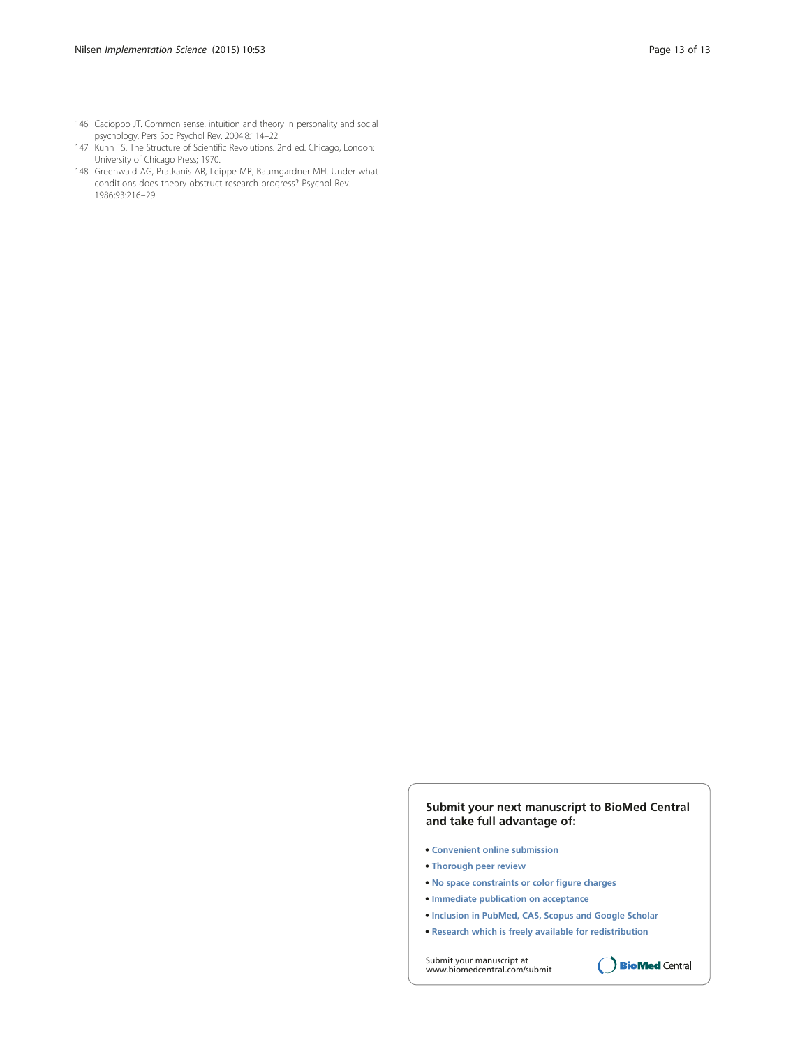146. Cacioppo JT. Common sense, intuition and theory in personality and social psychology. Pers Soc Psychol Rev. 2004;8:114–22.
147. Kuhn TS. The Structure of Scientific Revolutions. 2nd ed. Chicago, London: University of Chicago Press; 1970.
148. Greenwald AG, Pratkanis AR, Leippe MR, Baumgardner MH. Under what conditions does theory obstruct research progress? Psychol Rev. 1986;93:216–29.

**Submit your next manuscript to BioMed Central and take full advantage of:**

- **Convenient online submission**
- **Thorough peer review**
- **No space constraints or color figure charges**
- **Immediate publication on acceptance**
- **Inclusion in PubMed, CAS, Scopus and Google Scholar**
- **Research which is freely available for redistribution**

Submit your manuscript at
www.biomedcentral.com/submit

BioMed Central